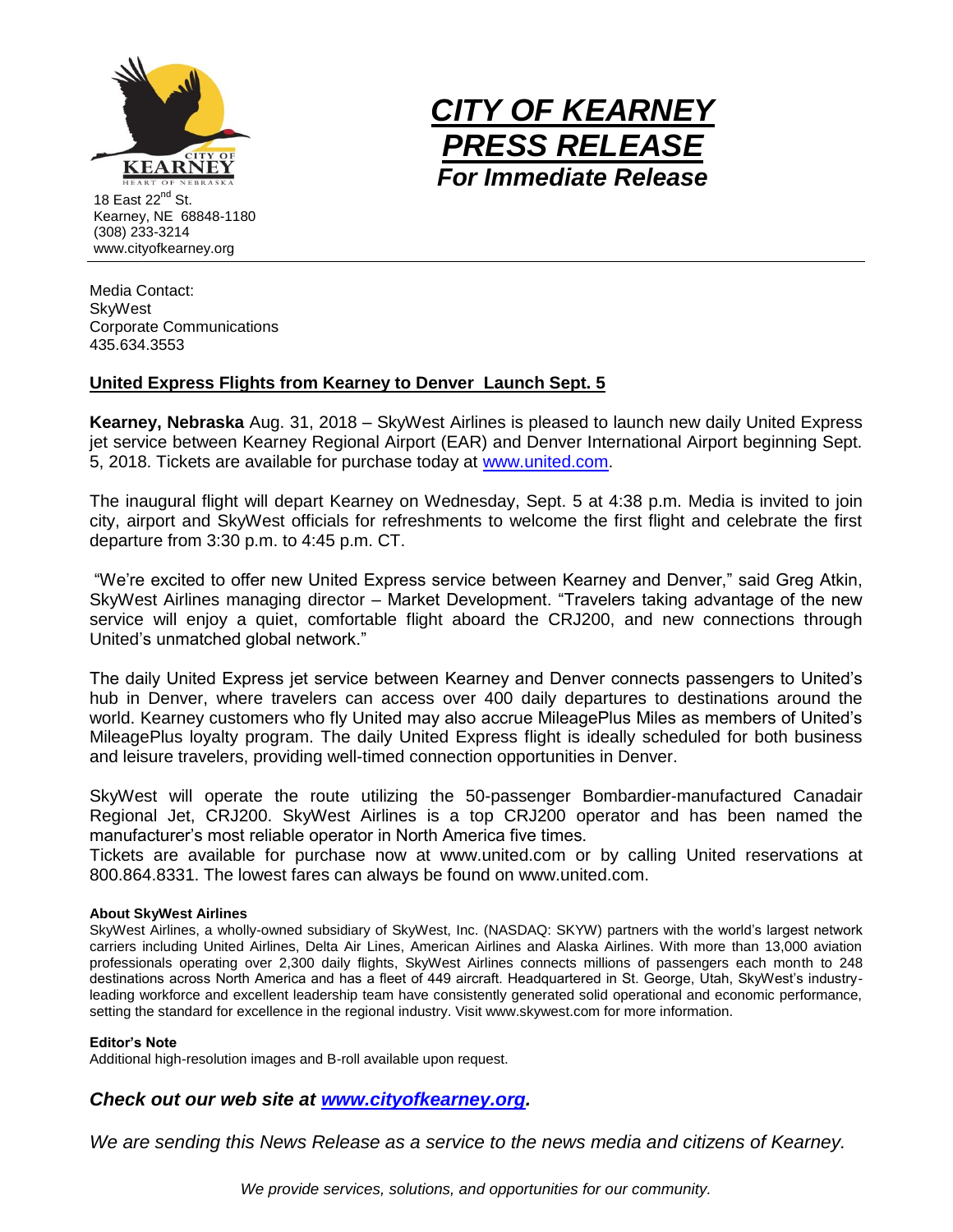18 East 22nd St.
Kearney, NE 68848-1180
(308) 233-3214
www.cityofkearney.org

# *CITY OF KEARNEY PRESS RELEASE*

***For Immediate Release***

Media Contact:
SkyWest
Corporate Communications
435.634.3553

## United Express Flights from Kearney to Denver Launch Sept. 5

**Kearney, Nebraska** Aug. 31, 2018 – SkyWest Airlines is pleased to launch new daily United Express jet service between Kearney Regional Airport (EAR) and Denver International Airport beginning Sept. 5, 2018. Tickets are available for purchase today at www.united.com.

The inaugural flight will depart Kearney on Wednesday, Sept. 5 at 4:38 p.m. Media is invited to join city, airport and SkyWest officials for refreshments to welcome the first flight and celebrate the first departure from 3:30 p.m. to 4:45 p.m. CT.

"We're excited to offer new United Express service between Kearney and Denver," said Greg Atkin, SkyWest Airlines managing director – Market Development. "Travelers taking advantage of the new service will enjoy a quiet, comfortable flight aboard the CRJ200, and new connections through United's unmatched global network."

The daily United Express jet service between Kearney and Denver connects passengers to United's hub in Denver, where travelers can access over 400 daily departures to destinations around the world. Kearney customers who fly United may also accrue MileagePlus Miles as members of United's MileagePlus loyalty program. The daily United Express flight is ideally scheduled for both business and leisure travelers, providing well-timed connection opportunities in Denver.

SkyWest will operate the route utilizing the 50-passenger Bombardier-manufactured Canadair Regional Jet, CRJ200. SkyWest Airlines is a top CRJ200 operator and has been named the manufacturer's most reliable operator in North America five times.

Tickets are available for purchase now at www.united.com or by calling United reservations at 800.864.8331. The lowest fares can always be found on www.united.com.

**About SkyWest Airlines**

SkyWest Airlines, a wholly-owned subsidiary of SkyWest, Inc. (NASDAQ: SKYW) partners with the world's largest network carriers including United Airlines, Delta Air Lines, American Airlines and Alaska Airlines. With more than 13,000 aviation professionals operating over 2,300 daily flights, SkyWest Airlines connects millions of passengers each month to 248 destinations across North America and has a fleet of 449 aircraft. Headquartered in St. George, Utah, SkyWest's industry-leading workforce and excellent leadership team have consistently generated solid operational and economic performance, setting the standard for excellence in the regional industry. Visit www.skywest.com for more information.

**Editor's Note**

Additional high-resolution images and B-roll available upon request.

***Check out our web site at www.cityofkearney.org.***

*We are sending this News Release as a service to the news media and citizens of Kearney.*

*We provide services, solutions, and opportunities for our community.*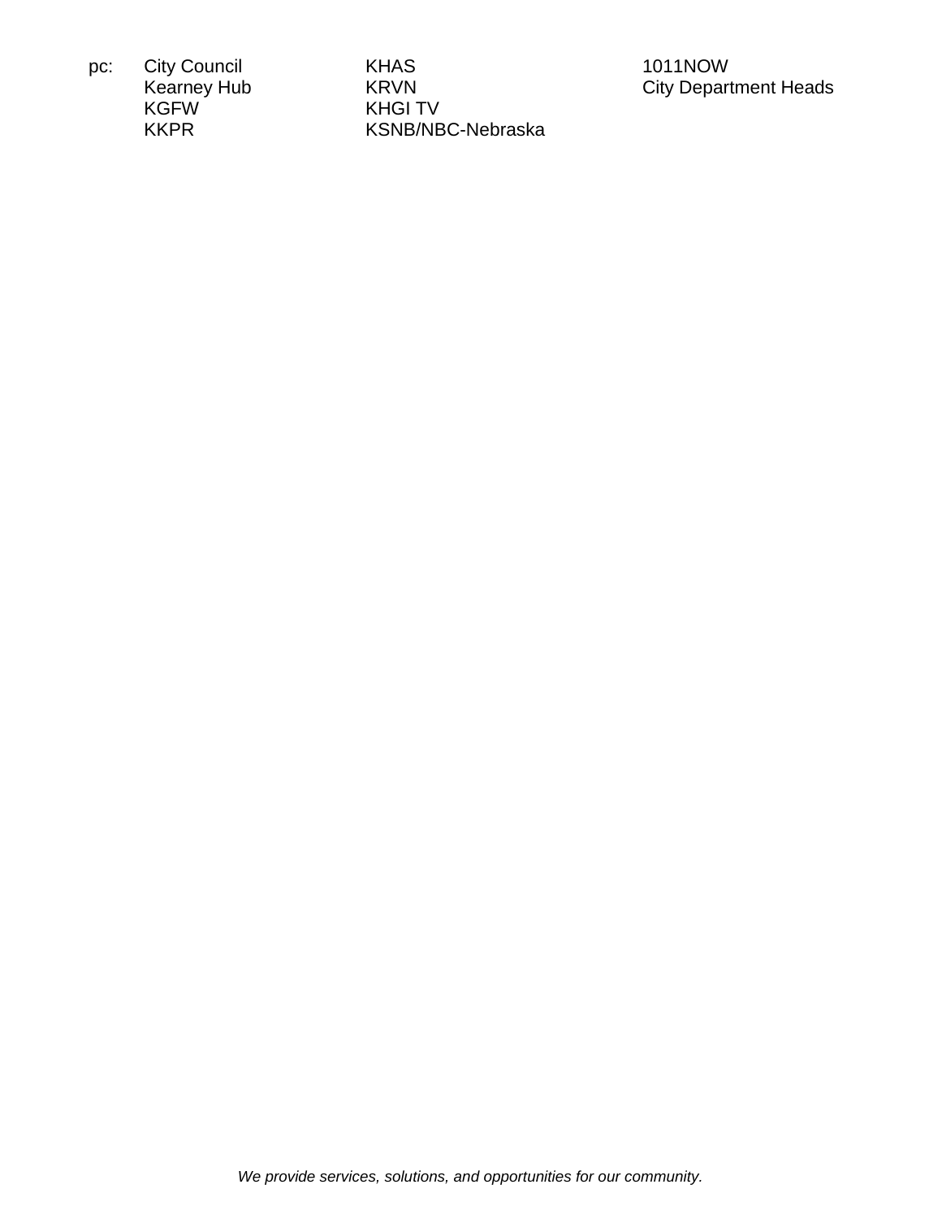| | | | |
|---|---|---|---|
| pc: | City Council | KHAS | 1011NOW |
| | Kearney Hub | KRVN | City Department Heads |
| | KGFW | KHGI TV | |
| | KKPR | KSNB/NBC-Nebraska | |